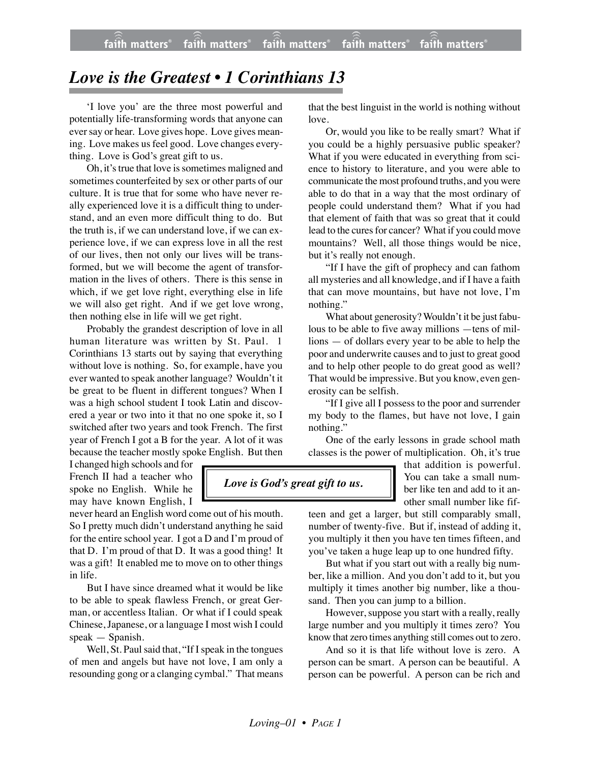# *Love is the Greatest • 1 Corinthians 13*

'I love you' are the three most powerful and potentially life-transforming words that anyone can ever say or hear. Love gives hope. Love gives meaning. Love makes us feel good. Love changes everything. Love is God's great gift to us.

Oh, it's true that love is sometimes maligned and sometimes counterfeited by sex or other parts of our culture. It is true that for some who have never really experienced love it is a difficult thing to understand, and an even more difficult thing to do. But the truth is, if we can understand love, if we can experience love, if we can express love in all the rest of our lives, then not only our lives will be transformed, but we will become the agent of transformation in the lives of others. There is this sense in which, if we get love right, everything else in life we will also get right. And if we get love wrong, then nothing else in life will we get right.

Probably the grandest description of love in all human literature was written by St. Paul. 1 Corinthians 13 starts out by saying that everything without love is nothing. So, for example, have you ever wanted to speak another language? Wouldn't it be great to be fluent in different tongues? When I was a high school student I took Latin and discovered a year or two into it that no one spoke it, so I switched after two years and took French. The first year of French I got a B for the year. A lot of it was because the teacher mostly spoke English. But then I changed high schools and for French II had a teacher who spoke no English. While he may have known English, I never heard an English word come out of his mouth. So I pretty much didn't understand anything he said for the entire school year. I got a D and I'm proud of that D. I'm proud of that D. It was a good thing! It was a gift! It enabled me to move on to other things in life.

But I have since dreamed what it would be like to be able to speak flawless French, or great German, or accentless Italian. Or what if I could speak Chinese, Japanese, or a language I most wish I could speak — Spanish.

Well, St. Paul said that, "If I speak in the tongues of men and angels but have not love, I am only a resounding gong or a clanging cymbal." That means that the best linguist in the world is nothing without love.

Or, would you like to be really smart? What if you could be a highly persuasive public speaker? What if you were educated in everything from science to history to literature, and you were able to communicate the most profound truths, and you were able to do that in a way that the most ordinary of people could understand them? What if you had that element of faith that was so great that it could lead to the cures for cancer? What if you could move mountains? Well, all those things would be nice, but it's really not enough.

"If I have the gift of prophecy and can fathom all mysteries and all knowledge, and if I have a faith that can move mountains, but have not love, I'm nothing."

What about generosity? Wouldn't it be just fabulous to be able to five away millions —tens of millions — of dollars every year to be able to help the poor and underwrite causes and to just to great good and to help other people to do great good as well? That would be impressive. But you know, even generosity can be selfish.

"If I give all I possess to the poor and surrender my body to the flames, but have not love, I gain nothing."

One of the early lessons in grade school math classes is the power of multiplication. Oh, it's true that addition is powerful. You can take a small number like ten and add to it another small number like fifteen and get a larger, but still comparably small, number of twenty-five. But if, instead of adding it, you multiply it then you have ten times fifteen, and you've taken a huge leap up to one hundred fifty.

> ***Love is God's great gift to us.***

But what if you start out with a really big number, like a million. And you don't add to it, but you multiply it times another big number, like a thousand. Then you can jump to a billion.

However, suppose you start with a really, really large number and you multiply it times zero? You know that zero times anything still comes out to zero.

And so it is that life without love is zero. A person can be smart. A person can be beautiful. A person can be powerful. A person can be rich and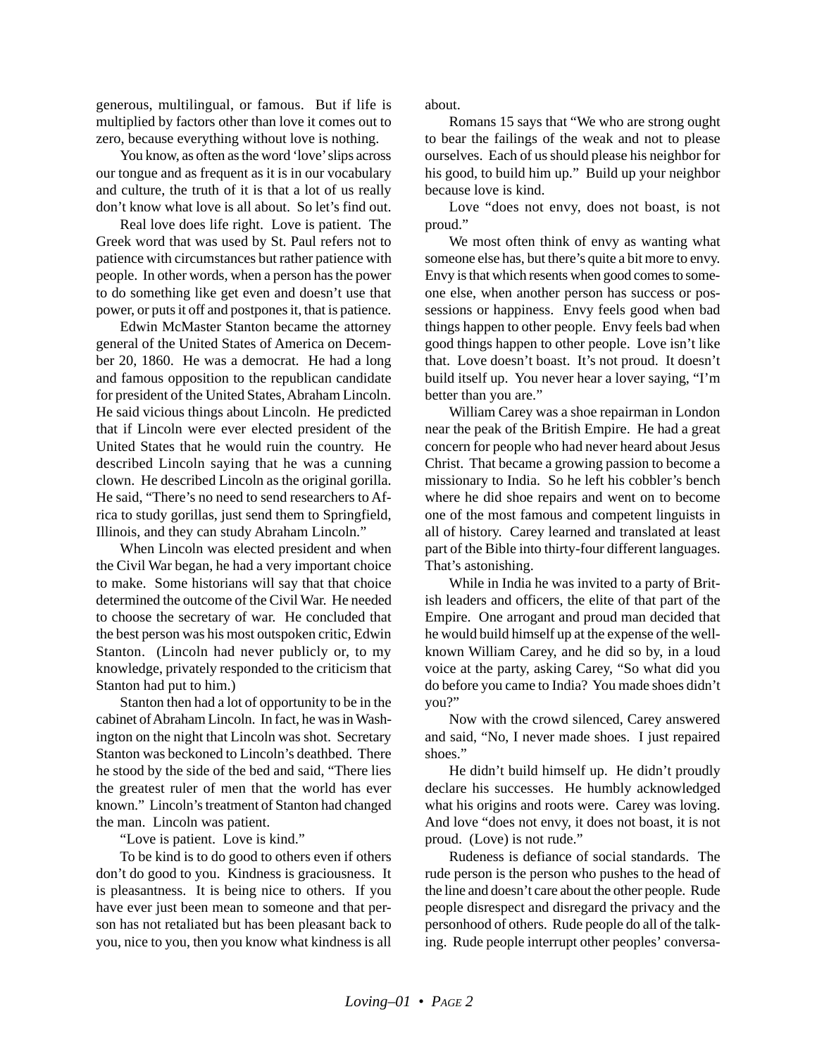generous, multilingual, or famous. But if life is multiplied by factors other than love it comes out to zero, because everything without love is nothing.

You know, as often as the word 'love' slips across our tongue and as frequent as it is in our vocabulary and culture, the truth of it is that a lot of us really don't know what love is all about. So let's find out.

Real love does life right. Love is patient. The Greek word that was used by St. Paul refers not to patience with circumstances but rather patience with people. In other words, when a person has the power to do something like get even and doesn't use that power, or puts it off and postpones it, that is patience.

Edwin McMaster Stanton became the attorney general of the United States of America on December 20, 1860. He was a democrat. He had a long and famous opposition to the republican candidate for president of the United States, Abraham Lincoln. He said vicious things about Lincoln. He predicted that if Lincoln were ever elected president of the United States that he would ruin the country. He described Lincoln saying that he was a cunning clown. He described Lincoln as the original gorilla. He said, "There's no need to send researchers to Africa to study gorillas, just send them to Springfield, Illinois, and they can study Abraham Lincoln."

When Lincoln was elected president and when the Civil War began, he had a very important choice to make. Some historians will say that that choice determined the outcome of the Civil War. He needed to choose the secretary of war. He concluded that the best person was his most outspoken critic, Edwin Stanton. (Lincoln had never publicly or, to my knowledge, privately responded to the criticism that Stanton had put to him.)

Stanton then had a lot of opportunity to be in the cabinet of Abraham Lincoln. In fact, he was in Washington on the night that Lincoln was shot. Secretary Stanton was beckoned to Lincoln's deathbed. There he stood by the side of the bed and said, "There lies the greatest ruler of men that the world has ever known." Lincoln's treatment of Stanton had changed the man. Lincoln was patient.

"Love is patient. Love is kind."

To be kind is to do good to others even if others don't do good to you. Kindness is graciousness. It is pleasantness. It is being nice to others. If you have ever just been mean to someone and that person has not retaliated but has been pleasant back to you, nice to you, then you know what kindness is all about.

Romans 15 says that "We who are strong ought to bear the failings of the weak and not to please ourselves. Each of us should please his neighbor for his good, to build him up." Build up your neighbor because love is kind.

Love "does not envy, does not boast, is not proud."

We most often think of envy as wanting what someone else has, but there's quite a bit more to envy. Envy is that which resents when good comes to someone else, when another person has success or possessions or happiness. Envy feels good when bad things happen to other people. Envy feels bad when good things happen to other people. Love isn't like that. Love doesn't boast. It's not proud. It doesn't build itself up. You never hear a lover saying, "I'm better than you are."

William Carey was a shoe repairman in London near the peak of the British Empire. He had a great concern for people who had never heard about Jesus Christ. That became a growing passion to become a missionary to India. So he left his cobbler's bench where he did shoe repairs and went on to become one of the most famous and competent linguists in all of history. Carey learned and translated at least part of the Bible into thirty-four different languages. That's astonishing.

While in India he was invited to a party of British leaders and officers, the elite of that part of the Empire. One arrogant and proud man decided that he would build himself up at the expense of the well-known William Carey, and he did so by, in a loud voice at the party, asking Carey, "So what did you do before you came to India? You made shoes didn't you?"

Now with the crowd silenced, Carey answered and said, "No, I never made shoes. I just repaired shoes."

He didn't build himself up. He didn't proudly declare his successes. He humbly acknowledged what his origins and roots were. Carey was loving. And love "does not envy, it does not boast, it is not proud. (Love) is not rude."

Rudeness is defiance of social standards. The rude person is the person who pushes to the head of the line and doesn't care about the other people. Rude people disrespect and disregard the privacy and the personhood of others. Rude people do all of the talking. Rude people interrupt other peoples' conversa-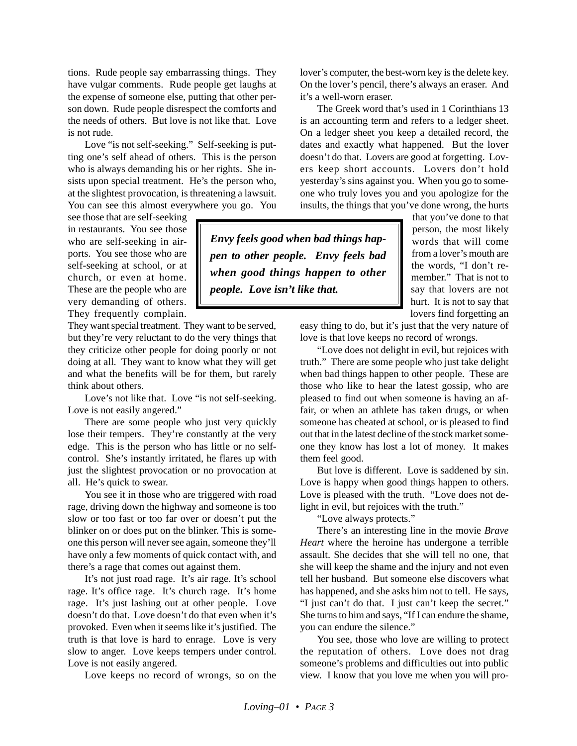tions. Rude people say embarrassing things. They have vulgar comments. Rude people get laughs at the expense of someone else, putting that other person down. Rude people disrespect the comforts and the needs of others. But love is not like that. Love is not rude.

Love "is not self-seeking." Self-seeking is putting one's self ahead of others. This is the person who is always demanding his or her rights. She insists upon special treatment. He's the person who, at the slightest provocation, is threatening a lawsuit. You can see this almost everywhere you go. You see those that are self-seeking in restaurants. You see those who are self-seeking in airports. You see those who are self-seeking at school, or at church, or even at home. These are the people who are very demanding of others. They frequently complain. They want special treatment. They want to be served, but they're very reluctant to do the very things that they criticize other people for doing poorly or not doing at all. They want to know what they will get and what the benefits will be for them, but rarely think about others.

> ***Envy feels good when bad things happen to other people. Envy feels bad when good things happen to other people. Love isn't like that.***

Love's not like that. Love "is not self-seeking. Love is not easily angered."

There are some people who just very quickly lose their tempers. They're constantly at the very edge. This is the person who has little or no self-control. She's instantly irritated, he flares up with just the slightest provocation or no provocation at all. He's quick to swear.

You see it in those who are triggered with road rage, driving down the highway and someone is too slow or too fast or too far over or doesn't put the blinker on or does put on the blinker. This is someone this person will never see again, someone they'll have only a few moments of quick contact with, and there's a rage that comes out against them.

It's not just road rage. It's air rage. It's school rage. It's office rage. It's church rage. It's home rage. It's just lashing out at other people. Love doesn't do that. Love doesn't do that even when it's provoked. Even when it seems like it's justified. The truth is that love is hard to enrage. Love is very slow to anger. Love keeps tempers under control. Love is not easily angered.

Love keeps no record of wrongs, so on the lover's computer, the best-worn key is the delete key. On the lover's pencil, there's always an eraser. And it's a well-worn eraser.

The Greek word that's used in 1 Corinthians 13 is an accounting term and refers to a ledger sheet. On a ledger sheet you keep a detailed record, the dates and exactly what happened. But the lover doesn't do that. Lovers are good at forgetting. Lovers keep short accounts. Lovers don't hold yesterday's sins against you. When you go to someone who truly loves you and you apologize for the insults, the things that you've done wrong, the hurts that you've done to that person, the most likely words that will come from a lover's mouth are the words, "I don't remember." That is not to say that lovers are not hurt. It is not to say that lovers find forgetting an easy thing to do, but it's just that the very nature of love is that love keeps no record of wrongs.

"Love does not delight in evil, but rejoices with truth." There are some people who just take delight when bad things happen to other people. These are those who like to hear the latest gossip, who are pleased to find out when someone is having an affair, or when an athlete has taken drugs, or when someone has cheated at school, or is pleased to find out that in the latest decline of the stock market someone they know has lost a lot of money. It makes them feel good.

But love is different. Love is saddened by sin. Love is happy when good things happen to others. Love is pleased with the truth. "Love does not delight in evil, but rejoices with the truth."

"Love always protects."

There's an interesting line in the movie *Brave Heart* where the heroine has undergone a terrible assault. She decides that she will tell no one, that she will keep the shame and the injury and not even tell her husband. But someone else discovers what has happened, and she asks him not to tell. He says, "I just can't do that. I just can't keep the secret." She turns to him and says, "If I can endure the shame, you can endure the silence."

You see, those who love are willing to protect the reputation of others. Love does not drag someone's problems and difficulties out into public view. I know that you love me when you will pro-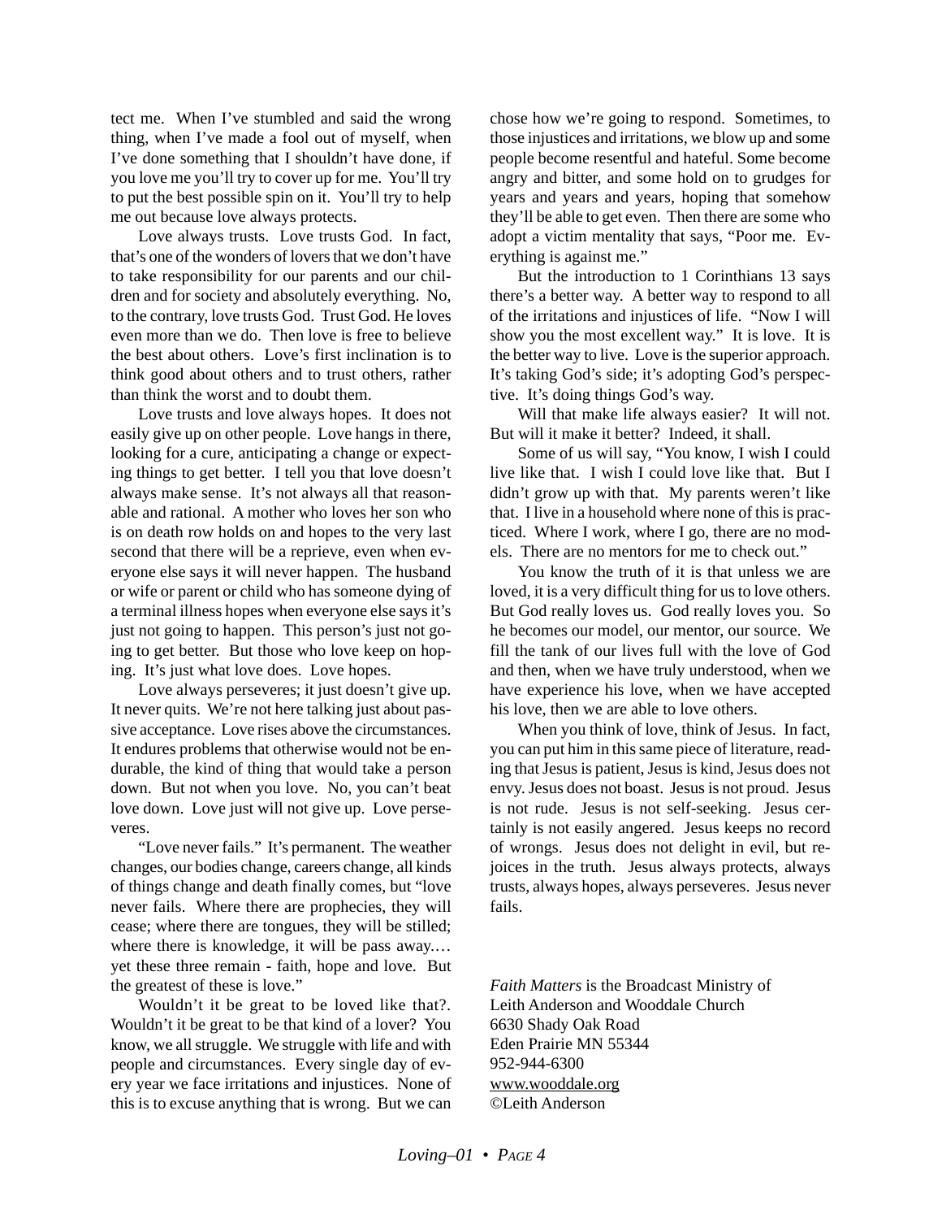tect me. When I've stumbled and said the wrong thing, when I've made a fool out of myself, when I've done something that I shouldn't have done, if you love me you'll try to cover up for me. You'll try to put the best possible spin on it. You'll try to help me out because love always protects.

Love always trusts. Love trusts God. In fact, that's one of the wonders of lovers that we don't have to take responsibility for our parents and our children and for society and absolutely everything. No, to the contrary, love trusts God. Trust God. He loves even more than we do. Then love is free to believe the best about others. Love's first inclination is to think good about others and to trust others, rather than think the worst and to doubt them.

Love trusts and love always hopes. It does not easily give up on other people. Love hangs in there, looking for a cure, anticipating a change or expecting things to get better. I tell you that love doesn't always make sense. It's not always all that reasonable and rational. A mother who loves her son who is on death row holds on and hopes to the very last second that there will be a reprieve, even when everyone else says it will never happen. The husband or wife or parent or child who has someone dying of a terminal illness hopes when everyone else says it's just not going to happen. This person's just not going to get better. But those who love keep on hoping. It's just what love does. Love hopes.

Love always perseveres; it just doesn't give up. It never quits. We're not here talking just about passive acceptance. Love rises above the circumstances. It endures problems that otherwise would not be endurable, the kind of thing that would take a person down. But not when you love. No, you can't beat love down. Love just will not give up. Love perseveres.

"Love never fails." It's permanent. The weather changes, our bodies change, careers change, all kinds of things change and death finally comes, but "love never fails. Where there are prophecies, they will cease; where there are tongues, they will be stilled; where there is knowledge, it will be pass away.… yet these three remain - faith, hope and love. But the greatest of these is love."

Wouldn't it be great to be loved like that?. Wouldn't it be great to be that kind of a lover? You know, we all struggle. We struggle with life and with people and circumstances. Every single day of every year we face irritations and injustices. None of this is to excuse anything that is wrong. But we can chose how we're going to respond. Sometimes, to those injustices and irritations, we blow up and some people become resentful and hateful. Some become angry and bitter, and some hold on to grudges for years and years and years, hoping that somehow they'll be able to get even. Then there are some who adopt a victim mentality that says, "Poor me. Everything is against me."

But the introduction to 1 Corinthians 13 says there's a better way. A better way to respond to all of the irritations and injustices of life. "Now I will show you the most excellent way." It is love. It is the better way to live. Love is the superior approach. It's taking God's side; it's adopting God's perspective. It's doing things God's way.

Will that make life always easier? It will not. But will it make it better? Indeed, it shall.

Some of us will say, "You know, I wish I could live like that. I wish I could love like that. But I didn't grow up with that. My parents weren't like that. I live in a household where none of this is practiced. Where I work, where I go, there are no models. There are no mentors for me to check out."

You know the truth of it is that unless we are loved, it is a very difficult thing for us to love others. But God really loves us. God really loves you. So he becomes our model, our mentor, our source. We fill the tank of our lives full with the love of God and then, when we have truly understood, when we have experience his love, when we have accepted his love, then we are able to love others.

When you think of love, think of Jesus. In fact, you can put him in this same piece of literature, reading that Jesus is patient, Jesus is kind, Jesus does not envy. Jesus does not boast. Jesus is not proud. Jesus is not rude. Jesus is not self-seeking. Jesus certainly is not easily angered. Jesus keeps no record of wrongs. Jesus does not delight in evil, but rejoices in the truth. Jesus always protects, always trusts, always hopes, always perseveres. Jesus never fails.

*Faith Matters* is the Broadcast Ministry of  
Leith Anderson and Wooddale Church  
6630 Shady Oak Road  
Eden Prairie MN 55344  
952-944-6300  
www.wooddale.org  
©Leith Anderson